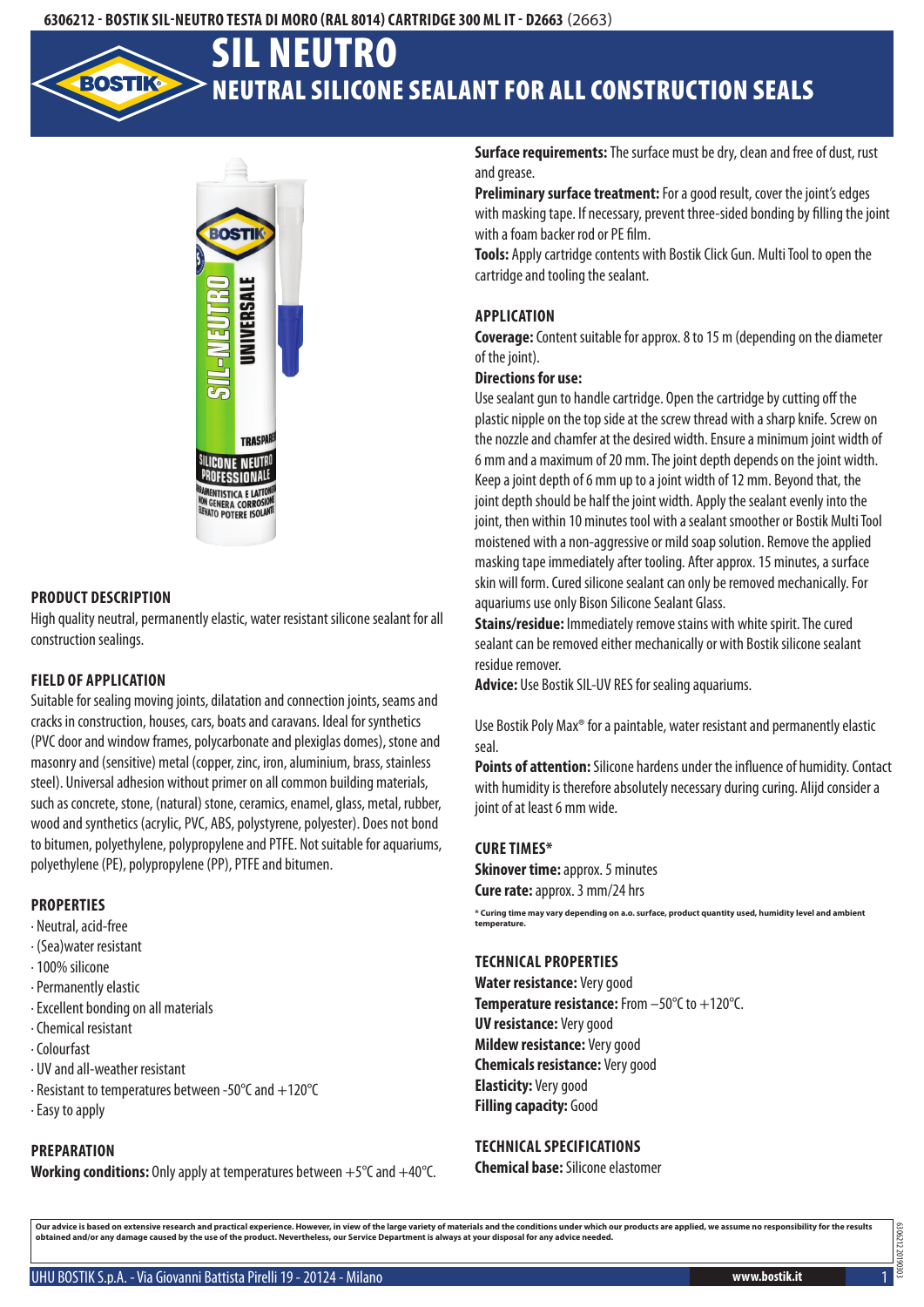6306212 - BOSTIK SIL-NEUTRO TESTA DI MORO (RAL 8014) CARTRIDGE 300 ML IT - D2663 (2663)

# SIL NEUTRO

## NEUTRAL SILICONE SEALANT FOR ALL CONSTRUCTION SEALS

### PRODUCT DESCRIPTION

High quality neutral, permanently elastic, water resistant silicone sealant for all construction sealings.

### FIELD OF APPLICATION

Suitable for sealing moving joints, dilatation and connection joints, seams and cracks in construction, houses, cars, boats and caravans. Ideal for synthetics (PVC door and window frames, polycarbonate and plexiglas domes), stone and masonry and (sensitive) metal (copper, zinc, iron, aluminium, brass, stainless steel). Universal adhesion without primer on all common building materials, such as concrete, stone, (natural) stone, ceramics, enamel, glass, metal, rubber, wood and synthetics (acrylic, PVC, ABS, polystyrene, polyester). Does not bond to bitumen, polyethylene, polypropylene and PTFE. Not suitable for aquariums, polyethylene (PE), polypropylene (PP), PTFE and bitumen.

### PROPERTIES

- Neutral, acid-free
- (Sea)water resistant
- 100% silicone
- Permanently elastic
- Excellent bonding on all materials
- Chemical resistant
- Colourfast
- UV and all-weather resistant
- Resistant to temperatures between -50°C and +120°C
- Easy to apply

### PREPARATION

**Working conditions:** Only apply at temperatures between +5°C and +40°C.

**Surface requirements:** The surface must be dry, clean and free of dust, rust and grease.

**Preliminary surface treatment:** For a good result, cover the joint's edges with masking tape. If necessary, prevent three-sided bonding by filling the joint with a foam backer rod or PE film.

**Tools:** Apply cartridge contents with Bostik Click Gun. Multi Tool to open the cartridge and tooling the sealant.

### APPLICATION

**Coverage:** Content suitable for approx. 8 to 15 m (depending on the diameter of the joint).

**Directions for use:**

Use sealant gun to handle cartridge. Open the cartridge by cutting off the plastic nipple on the top side at the screw thread with a sharp knife. Screw on the nozzle and chamfer at the desired width. Ensure a minimum joint width of 6 mm and a maximum of 20 mm. The joint depth depends on the joint width. Keep a joint depth of 6 mm up to a joint width of 12 mm. Beyond that, the joint depth should be half the joint width. Apply the sealant evenly into the joint, then within 10 minutes tool with a sealant smoother or Bostik Multi Tool moistened with a non-aggressive or mild soap solution. Remove the applied masking tape immediately after tooling. After approx. 15 minutes, a surface skin will form. Cured silicone sealant can only be removed mechanically. For aquariums use only Bison Silicone Sealant Glass.

**Stains/residue:** Immediately remove stains with white spirit. The cured sealant can be removed either mechanically or with Bostik silicone sealant residue remover.

**Advice:** Use Bostik SIL-UV RES for sealing aquariums.

Use Bostik Poly Max® for a paintable, water resistant and permanently elastic seal.

**Points of attention:** Silicone hardens under the influence of humidity. Contact with humidity is therefore absolutely necessary during curing. Alijd consider a joint of at least 6 mm wide.

### CURE TIMES*

**Skinover time:** approx. 5 minutes

**Cure rate:** approx. 3 mm/24 hrs

**\* Curing time may vary depending on a.o. surface, product quantity used, humidity level and ambient temperature.**

### TECHNICAL PROPERTIES

**Water resistance:** Very good

**Temperature resistance:** From −50°C to +120°C.

**UV resistance:** Very good

**Mildew resistance:** Very good

**Chemicals resistance:** Very good

**Elasticity:** Very good

**Filling capacity:** Good

### TECHNICAL SPECIFICATIONS

**Chemical base:** Silicone elastomer

**Our advice is based on extensive research and practical experience. However, in view of the large variety of materials and the conditions under which our products are applied, we assume no responsibility for the results obtained and/or any damage caused by the use of the product. Nevertheless, our Service Department is always at your disposal for any advice needed.**

UHU BOSTIK S.p.A. - Via Giovanni Battista Pirelli 19 - 20124 - Milano

www.bostik.it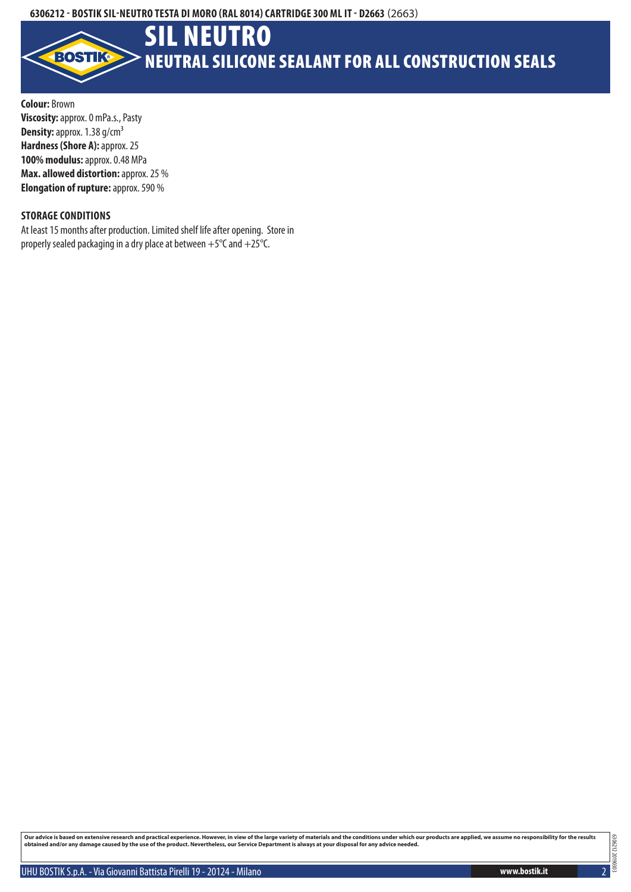**Colour:** Brown
**Viscosity:** approx. 0 mPa.s., Pasty
**Density:** approx. 1.38 g/cm$^3$
**Hardness (Shore A):** approx. 25
**100% modulus:** approx. 0.48 MPa
**Max. allowed distortion:** approx. 25 %
**Elongation of rupture:** approx. 590 %

## STORAGE CONDITIONS

At least 15 months after production. Limited shelf life after opening. Store in properly sealed packaging in a dry place at between +5°C and +25°C.

Our advice is based on extensive research and practical experience. However, in view of the large variety of materials and the conditions under which our products are applied, we assume no responsibility for the results obtained and/or any damage caused by the use of the product. Nevertheless, our Service Department is always at your disposal for any advice needed.

UHU BOSTIK S.p.A. - Via Giovanni Battista Pirelli 19 - 20124 - Milano

www.bostik.it